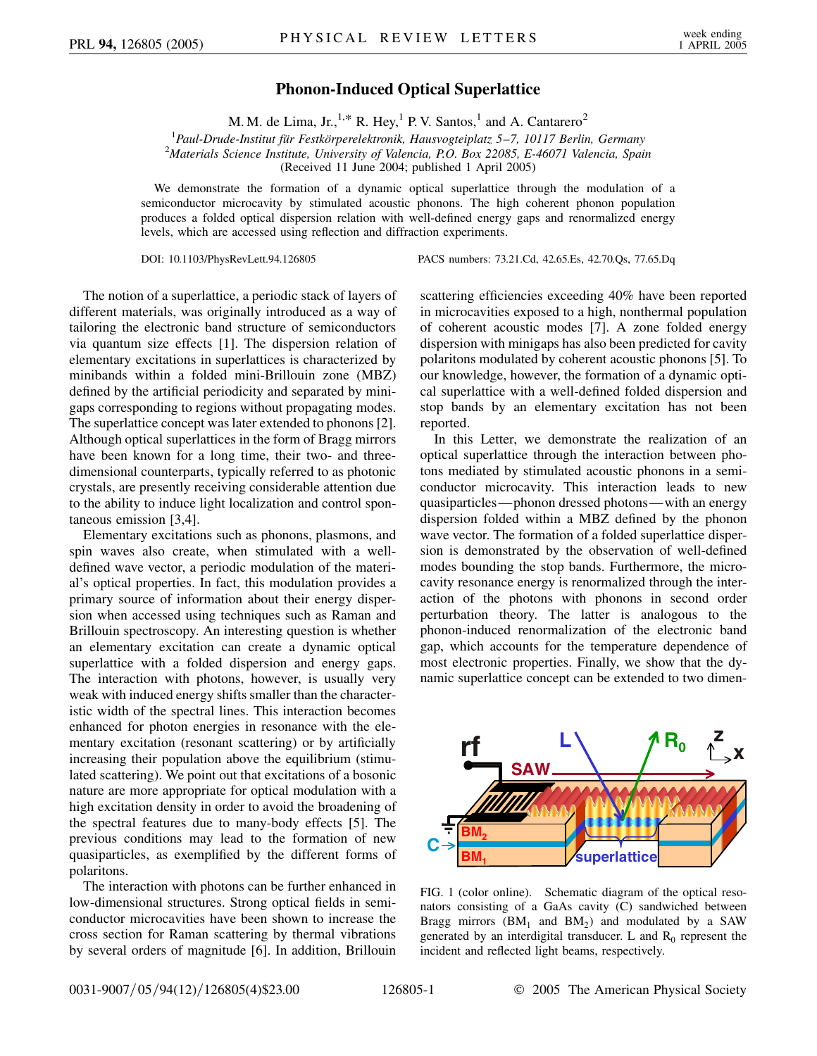# Phonon-Induced Optical Superlattice

M. M. de Lima, Jr.,[1,*] R. Hey,[1] P. V. Santos,[1] and A. Cantarero[2]

[1]*Paul-Drude-Institut für Festkörperelektronik, Hausvogteiplatz 5–7, 10117 Berlin, Germany*
[2]*Materials Science Institute, University of Valencia, P.O. Box 22085, E-46071 Valencia, Spain*
(Received 11 June 2004; published 1 April 2005)

We demonstrate the formation of a dynamic optical superlattice through the modulation of a semiconductor microcavity by stimulated acoustic phonons. The high coherent phonon population produces a folded optical dispersion relation with well-defined energy gaps and renormalized energy levels, which are accessed using reflection and diffraction experiments.

DOI: 10.1103/PhysRevLett.94.126805 PACS numbers: 73.21.Cd, 42.65.Es, 42.70.Qs, 77.65.Dq

The notion of a superlattice, a periodic stack of layers of different materials, was originally introduced as a way of tailoring the electronic band structure of semiconductors via quantum size effects [1]. The dispersion relation of elementary excitations in superlattices is characterized by minibands within a folded mini-Brillouin zone (MBZ) defined by the artificial periodicity and separated by minigaps corresponding to regions without propagating modes. The superlattice concept was later extended to phonons [2]. Although optical superlattices in the form of Bragg mirrors have been known for a long time, their two- and three-dimensional counterparts, typically referred to as photonic crystals, are presently receiving considerable attention due to the ability to induce light localization and control spontaneous emission [3,4].

Elementary excitations such as phonons, plasmons, and spin waves also create, when stimulated with a well-defined wave vector, a periodic modulation of the material's optical properties. In fact, this modulation provides a primary source of information about their energy dispersion when accessed using techniques such as Raman and Brillouin spectroscopy. An interesting question is whether an elementary excitation can create a dynamic optical superlattice with a folded dispersion and energy gaps. The interaction with photons, however, is usually very weak with induced energy shifts smaller than the characteristic width of the spectral lines. This interaction becomes enhanced for photon energies in resonance with the elementary excitation (resonant scattering) or by artificially increasing their population above the equilibrium (stimulated scattering). We point out that excitations of a bosonic nature are more appropriate for optical modulation with a high excitation density in order to avoid the broadening of the spectral features due to many-body effects [5]. The previous conditions may lead to the formation of new quasiparticles, as exemplified by the different forms of polaritons.

The interaction with photons can be further enhanced in low-dimensional structures. Strong optical fields in semiconductor microcavities have been shown to increase the cross section for Raman scattering by thermal vibrations by several orders of magnitude [6]. In addition, Brillouin scattering efficiencies exceeding 40% have been reported in microcavities exposed to a high, nonthermal population of coherent acoustic modes [7]. A zone folded energy dispersion with minigaps has also been predicted for cavity polaritons modulated by coherent acoustic phonons [5]. To our knowledge, however, the formation of a dynamic optical superlattice with a well-defined folded dispersion and stop bands by an elementary excitation has not been reported.

In this Letter, we demonstrate the realization of an optical superlattice through the interaction between photons mediated by stimulated acoustic phonons in a semiconductor microcavity. This interaction leads to new quasiparticles—phonon dressed photons—with an energy dispersion folded within a MBZ defined by the phonon wave vector. The formation of a folded superlattice dispersion is demonstrated by the observation of well-defined modes bounding the stop bands. Furthermore, the microcavity resonance energy is renormalized through the interaction of the photons with phonons in second order perturbation theory. The latter is analogous to the phonon-induced renormalization of the electronic band gap, which accounts for the temperature dependence of most electronic properties. Finally, we show that the dynamic superlattice concept can be extended to two dimen-

FIG. 1 (color online). Schematic diagram of the optical resonators consisting of a GaAs cavity (C) sandwiched between Bragg mirrors ($BM_1$ and $BM_2$) and modulated by a SAW generated by an interdigital transducer. L and $R_0$ represent the incident and reflected light beams, respectively.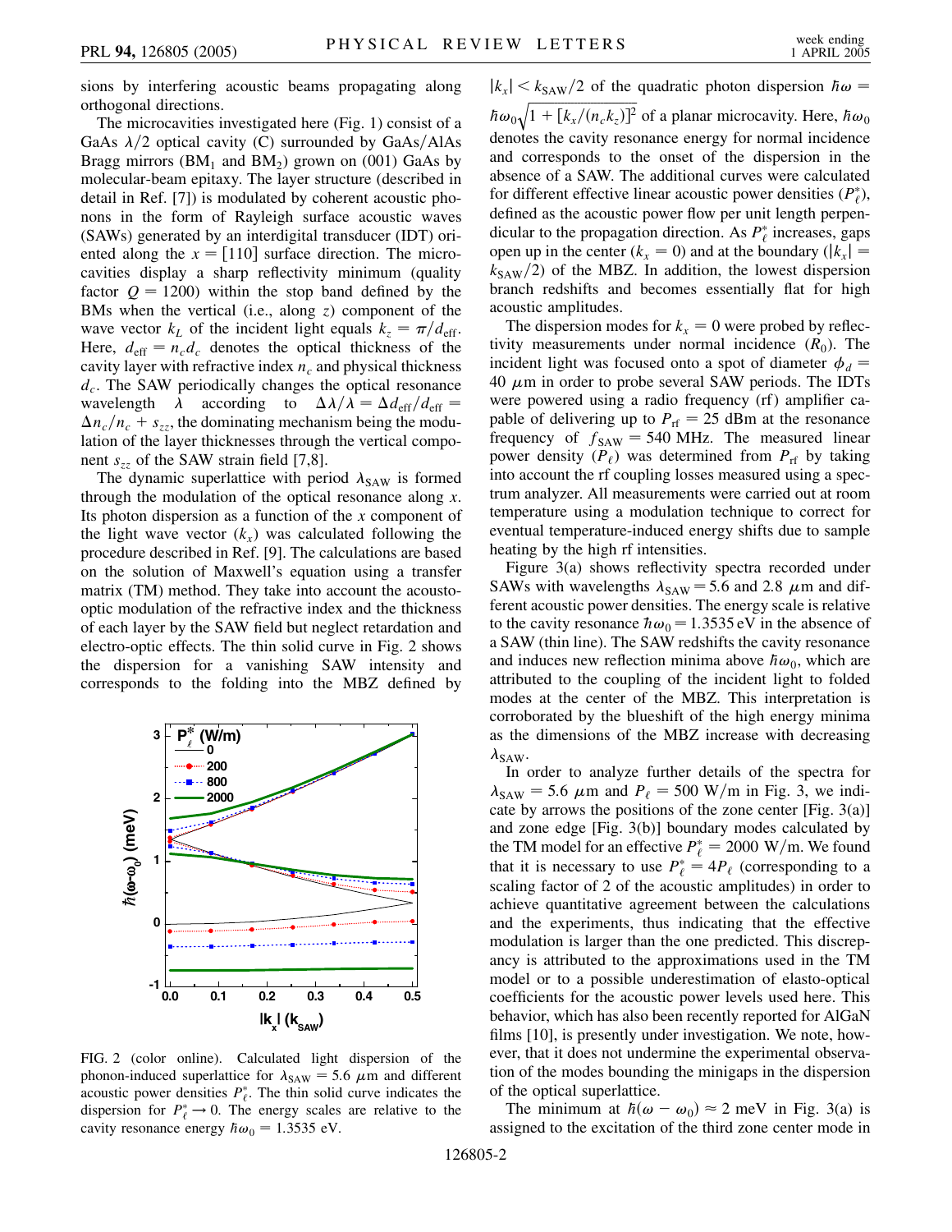sions by interfering acoustic beams propagating along orthogonal directions.

The microcavities investigated here (Fig. 1) consist of a GaAs $\lambda/2$ optical cavity (C) surrounded by GaAs/AlAs Bragg mirrors ($BM_1$ and $BM_2$) grown on (001) GaAs by molecular-beam epitaxy. The layer structure (described in detail in Ref. [7]) is modulated by coherent acoustic phonons in the form of Rayleigh surface acoustic waves (SAWs) generated by an interdigital transducer (IDT) oriented along the $x = [110]$ surface direction. The microcavities display a sharp reflectivity minimum (quality factor $Q = 1200$) within the stop band defined by the BMs when the vertical (i.e., along $z$) component of the wave vector $k_L$ of the incident light equals $k_z = \pi/d_{\mathrm{eff}}$. Here, $d_{\mathrm{eff}} = n_c d_c$ denotes the optical thickness of the cavity layer with refractive index $n_c$ and physical thickness $d_c$. The SAW periodically changes the optical resonance wavelength $\lambda$ according to $\Delta\lambda/\lambda = \Delta d_{\mathrm{eff}}/d_{\mathrm{eff}} = \Delta n_c/n_c + s_{zz}$, the dominating mechanism being the modulation of the layer thicknesses through the vertical component $s_{zz}$ of the SAW strain field [7,8].

The dynamic superlattice with period $\lambda_{\mathrm{SAW}}$ is formed through the modulation of the optical resonance along $x$. Its photon dispersion as a function of the $x$ component of the light wave vector ($k_x$) was calculated following the procedure described in Ref. [9]. The calculations are based on the solution of Maxwell's equation using a transfer matrix (TM) method. They take into account the acousto-optic modulation of the refractive index and the thickness of each layer by the SAW field but neglect retardation and electro-optic effects. The thin solid curve in Fig. 2 shows the dispersion for a vanishing SAW intensity and corresponds to the folding into the MBZ defined by $|k_x| < k_{\mathrm{SAW}}/2$ of the quadratic photon dispersion $\hbar\omega = \hbar\omega_0\sqrt{1 + [k_x/(n_c k_z)]^2}$ of a planar microcavity. Here, $\hbar\omega_0$ denotes the cavity resonance energy for normal incidence and corresponds to the onset of the dispersion in the absence of a SAW. The additional curves were calculated for different effective linear acoustic power densities ($P^*_\ell$), defined as the acoustic power flow per unit length perpendicular to the propagation direction. As $P^*_\ell$ increases, gaps open up in the center ($k_x = 0$) and at the boundary ($|k_x| = k_{\mathrm{SAW}}/2$) of the MBZ. In addition, the lowest dispersion branch redshifts and becomes essentially flat for high acoustic amplitudes.

FIG. 2 (color online). Calculated light dispersion of the phonon-induced superlattice for $\lambda_{\mathrm{SAW}} = 5.6\ \mu$m and different acoustic power densities $P^*_\ell$. The thin solid curve indicates the dispersion for $P^*_\ell \rightarrow 0$. The energy scales are relative to the cavity resonance energy $\hbar\omega_0 = 1.3535$ eV.

The dispersion modes for $k_x = 0$ were probed by reflectivity measurements under normal incidence ($R_0$). The incident light was focused onto a spot of diameter $\phi_d = 40\ \mu$m in order to probe several SAW periods. The IDTs were powered using a radio frequency (rf) amplifier capable of delivering up to $P_{\mathrm{rf}} = 25$ dBm at the resonance frequency of $f_{\mathrm{SAW}} = 540$ MHz. The measured linear power density ($P_\ell$) was determined from $P_{\mathrm{rf}}$ by taking into account the rf coupling losses measured using a spectrum analyzer. All measurements were carried out at room temperature using a modulation technique to correct for eventual temperature-induced energy shifts due to sample heating by the high rf intensities.

Figure 3(a) shows reflectivity spectra recorded under SAWs with wavelengths $\lambda_{\mathrm{SAW}} = 5.6$ and $2.8\ \mu$m and different acoustic power densities. The energy scale is relative to the cavity resonance $\hbar\omega_0 = 1.3535$ eV in the absence of a SAW (thin line). The SAW redshifts the cavity resonance and induces new reflection minima above $\hbar\omega_0$, which are attributed to the coupling of the incident light to folded modes at the center of the MBZ. This interpretation is corroborated by the blueshift of the high energy minima as the dimensions of the MBZ increase with decreasing $\lambda_{\mathrm{SAW}}$.

In order to analyze further details of the spectra for $\lambda_{\mathrm{SAW}} = 5.6\ \mu$m and $P_\ell = 500$ W/m in Fig. 3, we indicate by arrows the positions of the zone center [Fig. 3(a)] and zone edge [Fig. 3(b)] boundary modes calculated by the TM model for an effective $P^*_\ell = 2000$ W/m. We found that it is necessary to use $P^*_\ell = 4P_\ell$ (corresponding to a scaling factor of 2 of the acoustic amplitudes) in order to achieve quantitative agreement between the calculations and the experiments, thus indicating that the effective modulation is larger than the one predicted. This discrepancy is attributed to the approximations used in the TM model or to a possible underestimation of elasto-optical coefficients for the acoustic power levels used here. This behavior, which has also been recently reported for AlGaN films [10], is presently under investigation. We note, however, that it does not undermine the experimental observation of the modes bounding the minigaps in the dispersion of the optical superlattice.

The minimum at $\hbar(\omega - \omega_0) \approx 2$ meV in Fig. 3(a) is assigned to the excitation of the third zone center mode in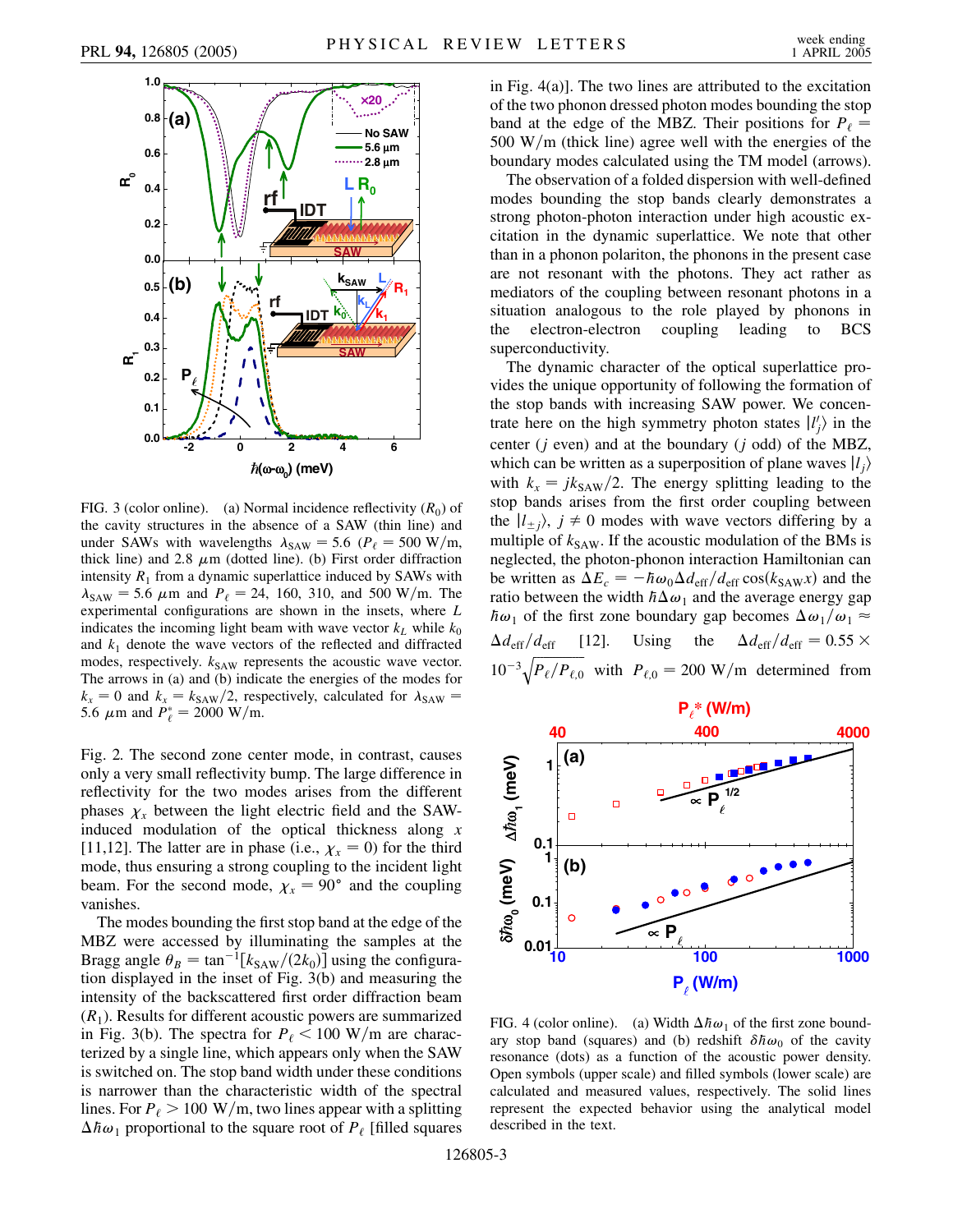FIG. 3 (color online). (a) Normal incidence reflectivity ($R_0$) of the cavity structures in the absence of a SAW (thin line) and under SAWs with wavelengths $\lambda_{\rm SAW} = 5.6$ ($P_\ell = 500$ W/m, thick line) and 2.8 $\mu$m (dotted line). (b) First order diffraction intensity $R_1$ from a dynamic superlattice induced by SAWs with $\lambda_{\rm SAW} = 5.6$ $\mu$m and $P_\ell = 24$, 160, 310, and 500 W/m. The experimental configurations are shown in the insets, where $L$ indicates the incoming light beam with wave vector $k_L$ while $k_0$ and $k_1$ denote the wave vectors of the reflected and diffracted modes, respectively. $k_{\rm SAW}$ represents the acoustic wave vector. The arrows in (a) and (b) indicate the energies of the modes for $k_x = 0$ and $k_x = k_{\rm SAW}/2$, respectively, calculated for $\lambda_{\rm SAW} = 5.6$ $\mu$m and $P^*_\ell = 2000$ W/m.

Fig. 2. The second zone center mode, in contrast, causes only a very small reflectivity bump. The large difference in reflectivity for the two modes arises from the different phases $\chi_x$ between the light electric field and the SAW-induced modulation of the optical thickness along $x$ [11,12]. The latter are in phase (i.e., $\chi_x = 0$) for the third mode, thus ensuring a strong coupling to the incident light beam. For the second mode, $\chi_x = 90°$ and the coupling vanishes.

The modes bounding the first stop band at the edge of the MBZ were accessed by illuminating the samples at the Bragg angle $\theta_B = \tan^{-1}[k_{\rm SAW}/(2k_0)]$ using the configuration displayed in the inset of Fig. 3(b) and measuring the intensity of the backscattered first order diffraction beam ($R_1$). Results for different acoustic powers are summarized in Fig. 3(b). The spectra for $P_\ell < 100$ W/m are characterized by a single line, which appears only when the SAW is switched on. The stop band width under these conditions is narrower than the characteristic width of the spectral lines. For $P_\ell > 100$ W/m, two lines appear with a splitting $\Delta\hbar\omega_1$ proportional to the square root of $P_\ell$ [filled squares in Fig. 4(a)]. The two lines are attributed to the excitation of the two phonon dressed photon modes bounding the stop band at the edge of the MBZ. Their positions for $P_\ell = 500$ W/m (thick line) agree well with the energies of the boundary modes calculated using the TM model (arrows).

The observation of a folded dispersion with well-defined modes bounding the stop bands clearly demonstrates a strong photon-photon interaction under high acoustic excitation in the dynamic superlattice. We note that other than in a phonon polariton, the phonons in the present case are not resonant with the photons. They act rather as mediators of the coupling between resonant photons in a situation analogous to the role played by phonons in the electron-electron coupling leading to BCS superconductivity.

The dynamic character of the optical superlattice provides the unique opportunity of following the formation of the stop bands with increasing SAW power. We concentrate here on the high symmetry photon states $|l'_j\rangle$ in the center ($j$ even) and at the boundary ($j$ odd) of the MBZ, which can be written as a superposition of plane waves $|l_j\rangle$ with $k_x = jk_{\rm SAW}/2$. The energy splitting leading to the stop bands arises from the first order coupling between the $|l_{\pm j}\rangle$, $j \neq 0$ modes with wave vectors differing by a multiple of $k_{\rm SAW}$. If the acoustic modulation of the BMs is neglected, the photon-photon interaction Hamiltonian can be written as $\Delta E_c = -\hbar\omega_0 \Delta d_{\rm eff}/d_{\rm eff} \cos(k_{\rm SAW}x)$ and the ratio between the width $\hbar\Delta\omega_1$ and the average energy gap $\hbar\omega_1$ of the first zone boundary gap becomes $\Delta\omega_1/\omega_1 \approx \Delta d_{\rm eff}/d_{\rm eff}$ [12]. Using the $\Delta d_{\rm eff}/d_{\rm eff} = 0.55 \times 10^{-3}\sqrt{P_\ell/P_{\ell,0}}$ with $P_{\ell,0} = 200$ W/m determined from

FIG. 4 (color online). (a) Width $\Delta\hbar\omega_1$ of the first zone boundary stop band (squares) and (b) redshift $\delta\hbar\omega_0$ of the cavity resonance (dots) as a function of the acoustic power density. Open symbols (upper scale) and filled symbols (lower scale) are calculated and measured values, respectively. The solid lines represent the expected behavior using the analytical model described in the text.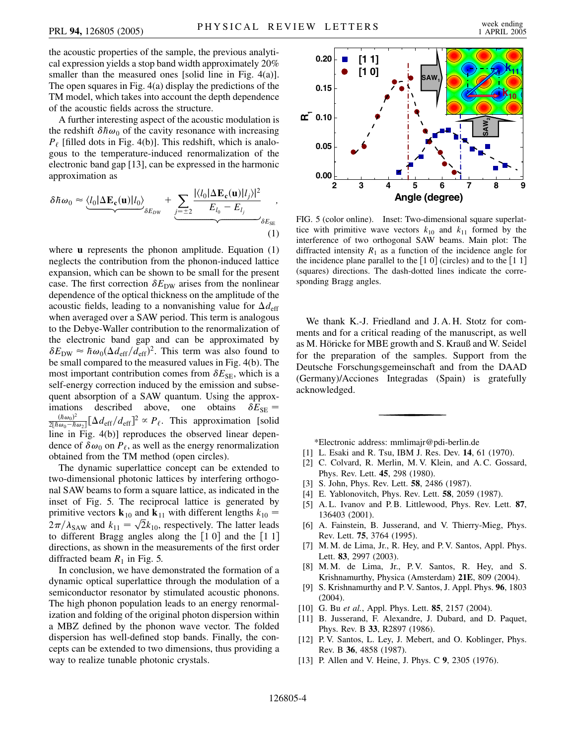the acoustic properties of the sample, the previous analytical expression yields a stop band width approximately 20% smaller than the measured ones [solid line in Fig. 4(a)]. The open squares in Fig. 4(a) display the predictions of the TM model, which takes into account the depth dependence of the acoustic fields across the structure.

A further interesting aspect of the acoustic modulation is the redshift $\delta\hbar\omega_0$ of the cavity resonance with increasing $P_\ell$ [filled dots in Fig. 4(b)]. This redshift, which is analogous to the temperature-induced renormalization of the electronic band gap [13], can be expressed in the harmonic approximation as

$$\delta\hbar\omega_0 \approx \underbrace{\langle l_0|\Delta\mathbf{E_c}(\mathbf{u})|l_0\rangle}_{\delta E_{DW}} + \underbrace{\sum_{j=\pm 2}\frac{|\langle l_0|\Delta\mathbf{E_c}(\mathbf{u})|l_j\rangle|^2}{E_{l_0}-E_{l_j}}}_{\delta E_{SE}}, \tag{1}$$

where $\mathbf{u}$ represents the phonon amplitude. Equation (1) neglects the contribution from the phonon-induced lattice expansion, which can be shown to be small for the present case. The first correction $\delta E_{\rm DW}$ arises from the nonlinear dependence of the optical thickness on the amplitude of the acoustic fields, leading to a nonvanishing value for $\Delta d_{\rm eff}$ when averaged over a SAW period. This term is analogous to the Debye-Waller contribution to the renormalization of the electronic band gap and can be approximated by $\delta E_{\rm DW} \approx \hbar\omega_0(\Delta d_{\rm eff}/d_{\rm eff})^2$. This term was also found to be small compared to the measured values in Fig. 4(b). The most important contribution comes from $\delta E_{\rm SE}$, which is a self-energy correction induced by the emission and subsequent absorption of a SAW quantum. Using the approximations described above, one obtains $\delta E_{\rm SE} = \frac{(\hbar\omega_0)^2}{2[\hbar\omega_0-\hbar\omega_2]}[\Delta d_{\rm eff}/d_{\rm eff}]^2 \propto P_\ell$. This approximation [solid line in Fig. 4(b)] reproduces the observed linear dependence of $\delta\omega_0$ on $P_\ell$, as well as the energy renormalization obtained from the TM method (open circles).

The dynamic superlattice concept can be extended to two-dimensional photonic lattices by interfering orthogonal SAW beams to form a square lattice, as indicated in the inset of Fig. 5. The reciprocal lattice is generated by primitive vectors $\mathbf{k}_{10}$ and $\mathbf{k}_{11}$ with different lengths $k_{10} = 2\pi/\lambda_{\rm SAW}$ and $k_{11} = \sqrt{2}k_{10}$, respectively. The latter leads to different Bragg angles along the [1 0] and the [1 1] directions, as shown in the measurements of the first order diffracted beam $R_1$ in Fig. 5.

In conclusion, we have demonstrated the formation of a dynamic optical superlattice through the modulation of a semiconductor resonator by stimulated acoustic phonons. The high phonon population leads to an energy renormalization and folding of the original photon dispersion within a MBZ defined by the phonon wave vector. The folded dispersion has well-defined stop bands. Finally, the concepts can be extended to two dimensions, thus providing a way to realize tunable photonic crystals.

[1 1]
[1 0]
SAW1
SAW2
k11
k10
0.20
0.15
0.10
0.05
0.00
R1
2 3 4 5 6 7 8 9
Angle (degree)

FIG. 5 (color online). Inset: Two-dimensional square superlattice with primitive wave vectors $k_{10}$ and $k_{11}$ formed by the interference of two orthogonal SAW beams. Main plot: The diffracted intensity $R_1$ as a function of the incidence angle for the incidence plane parallel to the [1 0] (circles) and to the [1 1] (squares) directions. The dash-dotted lines indicate the corresponding Bragg angles.

We thank K.-J. Friedland and J. A. H. Stotz for comments and for a critical reading of the manuscript, as well as M. Höricke for MBE growth and S. Krauß and W. Seidel for the preparation of the samples. Support from the Deutsche Forschungsgemeinschaft and from the DAAD (Germany)/Acciones Integradas (Spain) is gratefully acknowledged.

---

*Electronic address: mmlimajr@pdi-berlin.de

[1] L. Esaki and R. Tsu, IBM J. Res. Dev. **14**, 61 (1970).
[2] C. Colvard, R. Merlin, M. V. Klein, and A. C. Gossard, Phys. Rev. Lett. **45**, 298 (1980).
[3] S. John, Phys. Rev. Lett. **58**, 2486 (1987).
[4] E. Yablonovitch, Phys. Rev. Lett. **58**, 2059 (1987).
[5] A. L. Ivanov and P. B. Littlewood, Phys. Rev. Lett. **87**, 136403 (2001).
[6] A. Fainstein, B. Jusserand, and V. Thierry-Mieg, Phys. Rev. Lett. **75**, 3764 (1995).
[7] M. M. de Lima, Jr., R. Hey, and P. V. Santos, Appl. Phys. Lett. **83**, 2997 (2003).
[8] M. M. de Lima, Jr., P. V. Santos, R. Hey, and S. Krishnamurthy, Physica (Amsterdam) **21E**, 809 (2004).
[9] S. Krishnamurthy and P. V. Santos, J. Appl. Phys. **96**, 1803 (2004).
[10] G. Bu *et al.*, Appl. Phys. Lett. **85**, 2157 (2004).
[11] B. Jusserand, F. Alexandre, J. Dubard, and D. Paquet, Phys. Rev. B **33**, R2897 (1986).
[12] P. V. Santos, L. Ley, J. Mebert, and O. Koblinger, Phys. Rev. B **36**, 4858 (1987).
[13] P. Allen and V. Heine, J. Phys. C **9**, 2305 (1976).